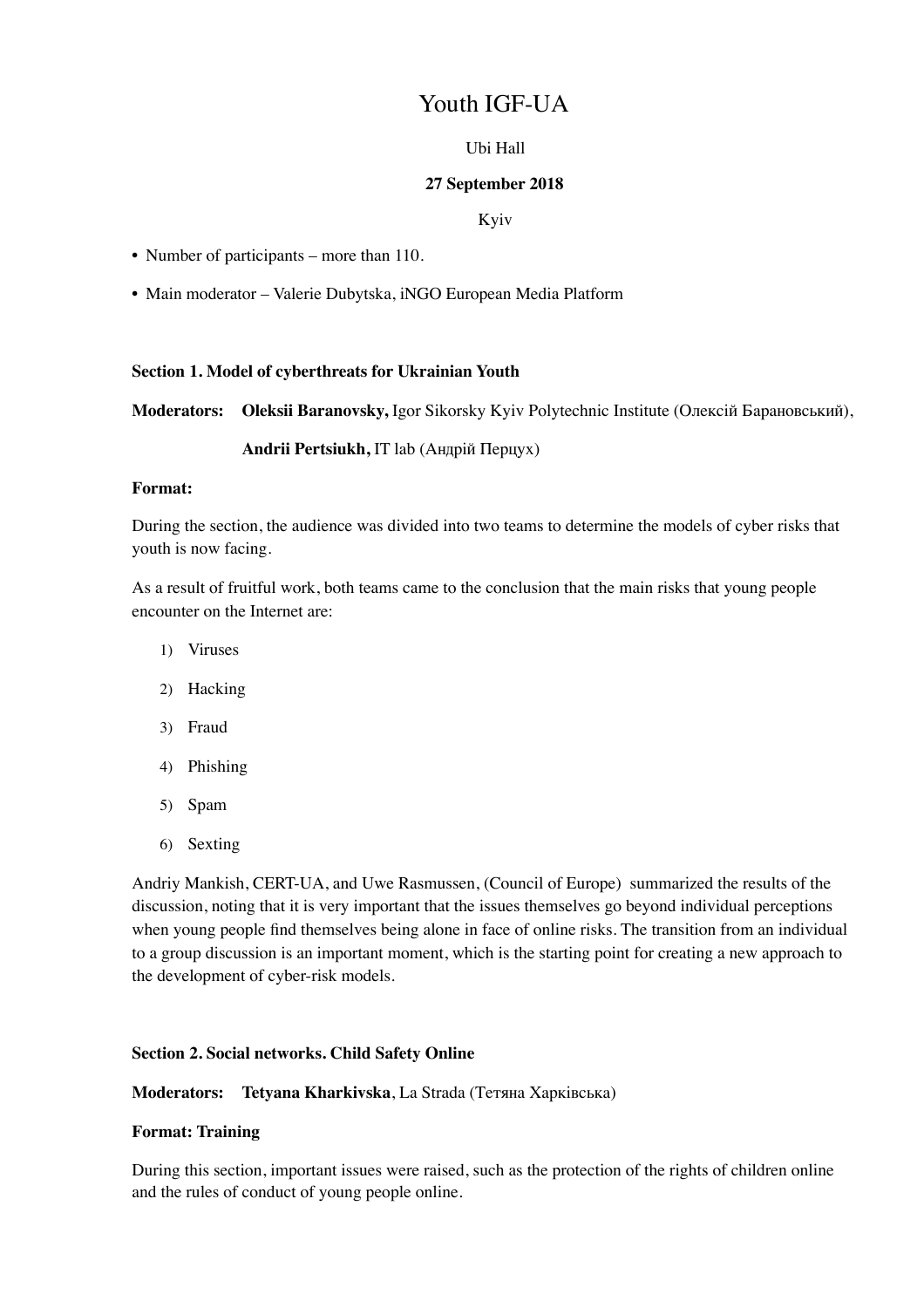# Youth IGF-UA

Ubi Hall

**27 September 2018**

Kyiv

- Number of participants – more than 110.
- Main moderator – Valerie Dubytska, iNGO European Media Platform

**Section 1. Model of cyberthreats for Ukrainian Youth**

**Moderators:** **Oleksii Baranovsky,** Igor Sikorsky Kyiv Polytechnic Institute (Олексій Барановський),

**Andrii Pertsiukh,** IT lab (Андрій Перцух)

**Format:**

During the section, the audience was divided into two teams to determine the models of cyber risks that youth is now facing.

As a result of fruitful work, both teams came to the conclusion that the main risks that young people encounter on the Internet are:

1) Viruses
2) Hacking
3) Fraud
4) Phishing
5) Spam
6) Sexting

Andriy Mankish, CERT-UA, and Uwe Rasmussen, (Council of Europe) summarized the results of the discussion, noting that it is very important that the issues themselves go beyond individual perceptions when young people find themselves being alone in face of online risks. The transition from an individual to a group discussion is an important moment, which is the starting point for creating a new approach to the development of cyber-risk models.

**Section 2. Social networks. Child Safety Online**

**Moderators:** **Tetyana Kharkivska**, La Strada (Тетяна Харківська)

**Format: Training**

During this section, important issues were raised, such as the protection of the rights of children online and the rules of conduct of young people online.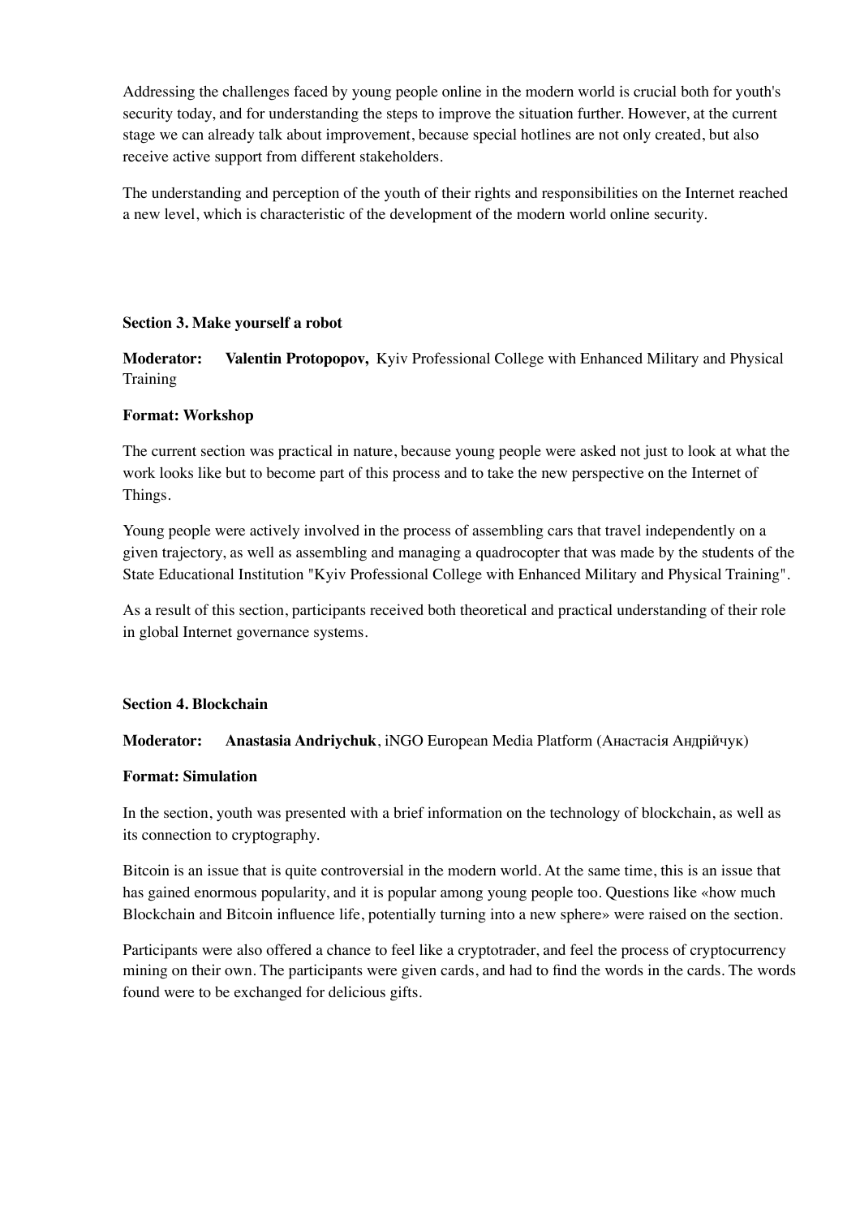Addressing the challenges faced by young people online in the modern world is crucial both for youth's security today, and for understanding the steps to improve the situation further. However, at the current stage we can already talk about improvement, because special hotlines are not only created, but also receive active support from different stakeholders.

The understanding and perception of the youth of their rights and responsibilities on the Internet reached a new level, which is characteristic of the development of the modern world online security.

**Section 3. Make yourself a robot**

**Moderator:** **Valentin Protopopov,** Kyiv Professional College with Enhanced Military and Physical Training

**Format: Workshop**

The current section was practical in nature, because young people were asked not just to look at what the work looks like but to become part of this process and to take the new perspective on the Internet of Things.

Young people were actively involved in the process of assembling cars that travel independently on a given trajectory, as well as assembling and managing a quadrocopter that was made by the students of the State Educational Institution "Kyiv Professional College with Enhanced Military and Physical Training".

As a result of this section, participants received both theoretical and practical understanding of their role in global Internet governance systems.

**Section 4. Blockchain**

**Moderator:** **Anastasia Andriychuk**, iNGO European Media Platform (Анастасія Андрійчук)

**Format: Simulation**

In the section, youth was presented with a brief information on the technology of blockchain, as well as its connection to cryptography.

Bitcoin is an issue that is quite controversial in the modern world. At the same time, this is an issue that has gained enormous popularity, and it is popular among young people too. Questions like «how much Blockchain and Bitcoin influence life, potentially turning into a new sphere» were raised on the section.

Participants were also offered a chance to feel like a cryptotrader, and feel the process of cryptocurrency mining on their own. The participants were given cards, and had to find the words in the cards. The words found were to be exchanged for delicious gifts.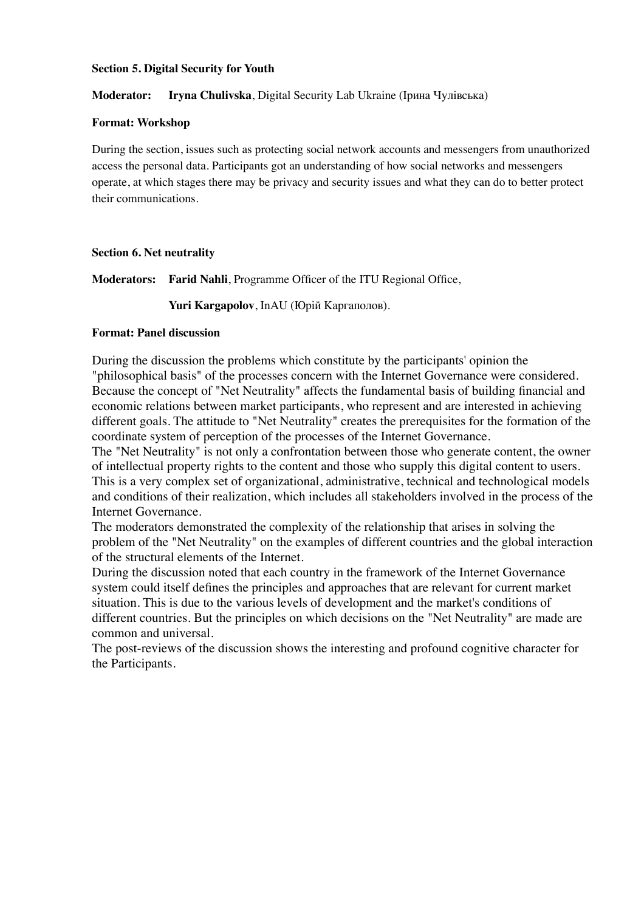**Section 5. Digital Security for Youth**

**Moderator:** **Iryna Chulivska**, Digital Security Lab Ukraine (Ірина Чулівська)

**Format: Workshop**

During the section, issues such as protecting social network accounts and messengers from unauthorized access the personal data. Participants got an understanding of how social networks and messengers operate, at which stages there may be privacy and security issues and what they can do to better protect their communications.

**Section 6. Net neutrality**

**Moderators:** **Farid Nahli**, Programme Officer of the ITU Regional Office,

**Yuri Kargapolov**, InAU (Юрій Каргаполов).

**Format: Panel discussion**

During the discussion the problems which constitute by the participants' opinion the "philosophical basis" of the processes concern with the Internet Governance were considered. Because the concept of "Net Neutrality" affects the fundamental basis of building financial and economic relations between market participants, who represent and are interested in achieving different goals. The attitude to "Net Neutrality" creates the prerequisites for the formation of the coordinate system of perception of the processes of the Internet Governance.

The "Net Neutrality" is not only a confrontation between those who generate content, the owner of intellectual property rights to the content and those who supply this digital content to users. This is a very complex set of organizational, administrative, technical and technological models and conditions of their realization, which includes all stakeholders involved in the process of the Internet Governance.

The moderators demonstrated the complexity of the relationship that arises in solving the problem of the "Net Neutrality" on the examples of different countries and the global interaction of the structural elements of the Internet.

During the discussion noted that each country in the framework of the Internet Governance system could itself defines the principles and approaches that are relevant for current market situation. This is due to the various levels of development and the market's conditions of different countries. But the principles on which decisions on the "Net Neutrality" are made are common and universal.

The post-reviews of the discussion shows the interesting and profound cognitive character for the Participants.